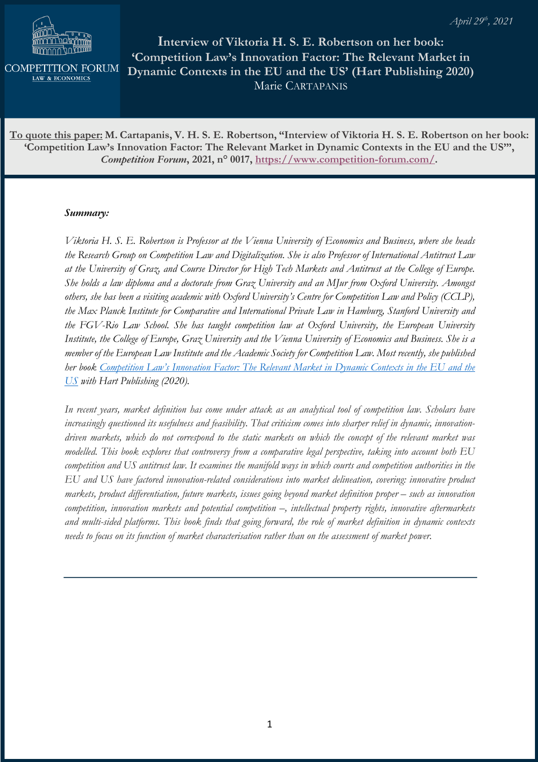April 29th, 2021

COMPETITION FORUM
LAW & ECONOMICS

# Interview of Viktoria H. S. E. Robertson on her book: 'Competition Law's Innovation Factor: The Relevant Market in Dynamic Contexts in the EU and the US' (Hart Publishing 2020)

Marie CARTAPANIS

**To quote this paper:** **M. Cartapanis, V. H. S. E. Robertson, "Interview of Viktoria H. S. E. Robertson on her book: 'Competition Law's Innovation Factor: The Relevant Market in Dynamic Contexts in the EU and the US'",** ***Competition Forum*****, 2021, n° 0017, https://www.competition-forum.com/.**

***Summary:***

*Viktoria H. S. E. Robertson is Professor at the Vienna University of Economics and Business, where she heads the Research Group on Competition Law and Digitalization. She is also Professor of International Antitrust Law at the University of Graz, and Course Director for High Tech Markets and Antitrust at the College of Europe. She holds a law diploma and a doctorate from Graz University and an MJur from Oxford University. Amongst others, she has been a visiting academic with Oxford University's Centre for Competition Law and Policy (CCLP), the Max Planck Institute for Comparative and International Private Law in Hamburg, Stanford University and the FGV-Rio Law School. She has taught competition law at Oxford University, the European University Institute, the College of Europe, Graz University and the Vienna University of Economics and Business. She is a member of the European Law Institute and the Academic Society for Competition Law. Most recently, she published her book Competition Law's Innovation Factor: The Relevant Market in Dynamic Contexts in the EU and the US with Hart Publishing (2020).*

*In recent years, market definition has come under attack as an analytical tool of competition law. Scholars have increasingly questioned its usefulness and feasibility. That criticism comes into sharper relief in dynamic, innovation-driven markets, which do not correspond to the static markets on which the concept of the relevant market was modelled. This book explores that controversy from a comparative legal perspective, taking into account both EU competition and US antitrust law. It examines the manifold ways in which courts and competition authorities in the EU and US have factored innovation-related considerations into market delineation, covering: innovative product markets, product differentiation, future markets, issues going beyond market definition proper – such as innovation competition, innovation markets and potential competition –, intellectual property rights, innovative aftermarkets and multi-sided platforms. This book finds that going forward, the role of market definition in dynamic contexts needs to focus on its function of market characterisation rather than on the assessment of market power.*

---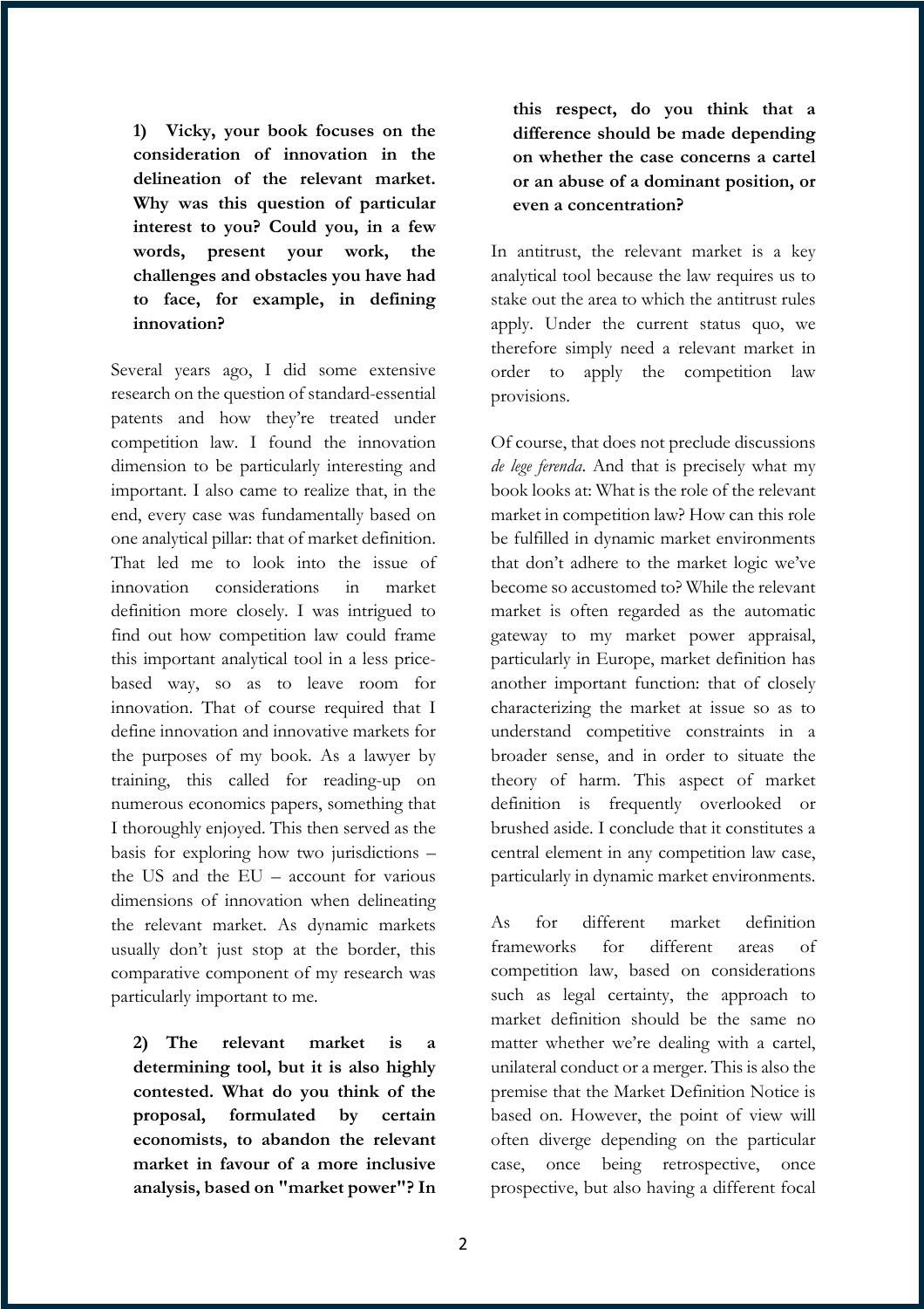**1) Vicky, your book focuses on the consideration of innovation in the delineation of the relevant market. Why was this question of particular interest to you? Could you, in a few words, present your work, the challenges and obstacles you have had to face, for example, in defining innovation?**

Several years ago, I did some extensive research on the question of standard-essential patents and how they're treated under competition law. I found the innovation dimension to be particularly interesting and important. I also came to realize that, in the end, every case was fundamentally based on one analytical pillar: that of market definition. That led me to look into the issue of innovation considerations in market definition more closely. I was intrigued to find out how competition law could frame this important analytical tool in a less price-based way, so as to leave room for innovation. That of course required that I define innovation and innovative markets for the purposes of my book. As a lawyer by training, this called for reading-up on numerous economics papers, something that I thoroughly enjoyed. This then served as the basis for exploring how two jurisdictions – the US and the EU – account for various dimensions of innovation when delineating the relevant market. As dynamic markets usually don't just stop at the border, this comparative component of my research was particularly important to me.

**2) The relevant market is a determining tool, but it is also highly contested. What do you think of the proposal, formulated by certain economists, to abandon the relevant market in favour of a more inclusive analysis, based on "market power"? In this respect, do you think that a difference should be made depending on whether the case concerns a cartel or an abuse of a dominant position, or even a concentration?**

In antitrust, the relevant market is a key analytical tool because the law requires us to stake out the area to which the antitrust rules apply. Under the current status quo, we therefore simply need a relevant market in order to apply the competition law provisions.

Of course, that does not preclude discussions *de lege ferenda*. And that is precisely what my book looks at: What is the role of the relevant market in competition law? How can this role be fulfilled in dynamic market environments that don't adhere to the market logic we've become so accustomed to? While the relevant market is often regarded as the automatic gateway to my market power appraisal, particularly in Europe, market definition has another important function: that of closely characterizing the market at issue so as to understand competitive constraints in a broader sense, and in order to situate the theory of harm. This aspect of market definition is frequently overlooked or brushed aside. I conclude that it constitutes a central element in any competition law case, particularly in dynamic market environments.

As for different market definition frameworks for different areas of competition law, based on considerations such as legal certainty, the approach to market definition should be the same no matter whether we're dealing with a cartel, unilateral conduct or a merger. This is also the premise that the Market Definition Notice is based on. However, the point of view will often diverge depending on the particular case, once being retrospective, once prospective, but also having a different focal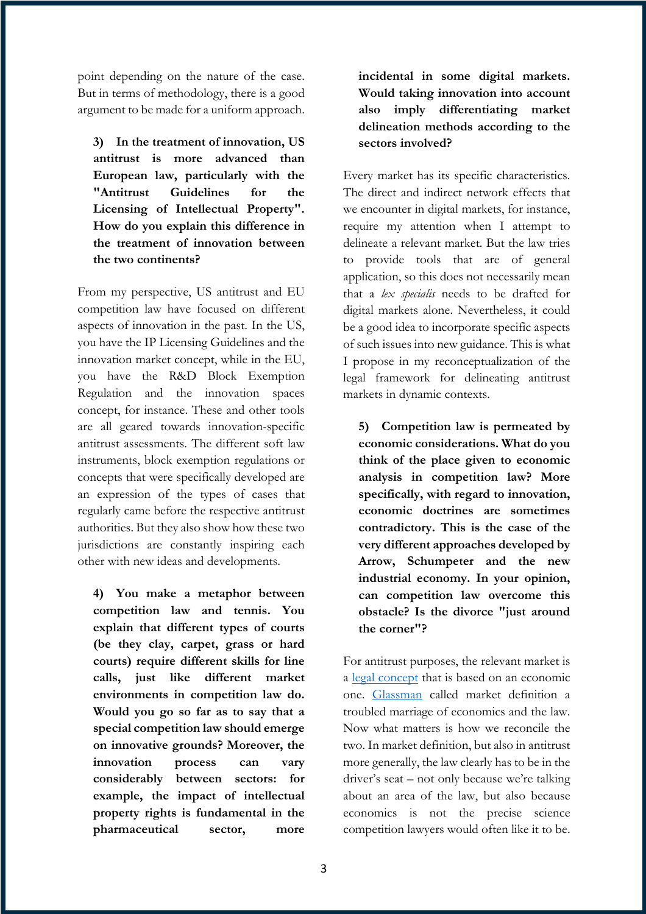point depending on the nature of the case. But in terms of methodology, there is a good argument to be made for a uniform approach.

**3) In the treatment of innovation, US antitrust is more advanced than European law, particularly with the "Antitrust Guidelines for the Licensing of Intellectual Property". How do you explain this difference in the treatment of innovation between the two continents?**

From my perspective, US antitrust and EU competition law have focused on different aspects of innovation in the past. In the US, you have the IP Licensing Guidelines and the innovation market concept, while in the EU, you have the R&D Block Exemption Regulation and the innovation spaces concept, for instance. These and other tools are all geared towards innovation-specific antitrust assessments. The different soft law instruments, block exemption regulations or concepts that were specifically developed are an expression of the types of cases that regularly came before the respective antitrust authorities. But they also show how these two jurisdictions are constantly inspiring each other with new ideas and developments.

**4) You make a metaphor between competition law and tennis. You explain that different types of courts (be they clay, carpet, grass or hard courts) require different skills for line calls, just like different market environments in competition law do. Would you go so far as to say that a special competition law should emerge on innovative grounds? Moreover, the innovation process can vary considerably between sectors: for example, the impact of intellectual property rights is fundamental in the pharmaceutical sector, more incidental in some digital markets. Would taking innovation into account also imply differentiating market delineation methods according to the sectors involved?**

Every market has its specific characteristics. The direct and indirect network effects that we encounter in digital markets, for instance, require my attention when I attempt to delineate a relevant market. But the law tries to provide tools that are of general application, so this does not necessarily mean that a *lex specialis* needs to be drafted for digital markets alone. Nevertheless, it could be a good idea to incorporate specific aspects of such issues into new guidance. This is what I propose in my reconceptualization of the legal framework for delineating antitrust markets in dynamic contexts.

**5) Competition law is permeated by economic considerations. What do you think of the place given to economic analysis in competition law? More specifically, with regard to innovation, economic doctrines are sometimes contradictory. This is the case of the very different approaches developed by Arrow, Schumpeter and the new industrial economy. In your opinion, can competition law overcome this obstacle? Is the divorce "just around the corner"?**

For antitrust purposes, the relevant market is a legal concept that is based on an economic one. Glassman called market definition a troubled marriage of economics and the law. Now what matters is how we reconcile the two. In market definition, but also in antitrust more generally, the law clearly has to be in the driver's seat – not only because we're talking about an area of the law, but also because economics is not the precise science competition lawyers would often like it to be.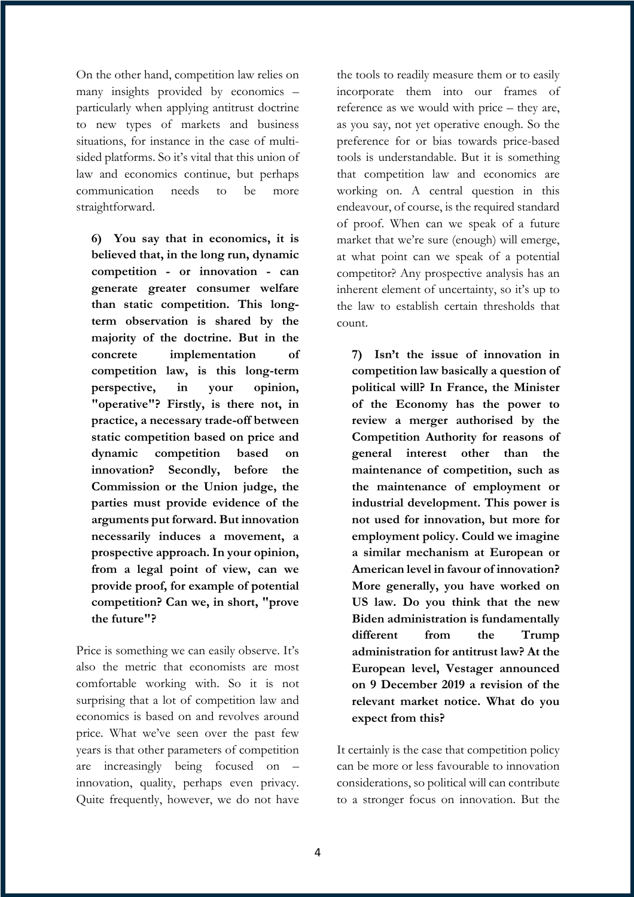On the other hand, competition law relies on many insights provided by economics – particularly when applying antitrust doctrine to new types of markets and business situations, for instance in the case of multi-sided platforms. So it's vital that this union of law and economics continue, but perhaps communication needs to be more straightforward.

**6) You say that in economics, it is believed that, in the long run, dynamic competition - or innovation - can generate greater consumer welfare than static competition. This long-term observation is shared by the majority of the doctrine. But in the concrete implementation of competition law, is this long-term perspective, in your opinion, "operative"? Firstly, is there not, in practice, a necessary trade-off between static competition based on price and dynamic competition based on innovation? Secondly, before the Commission or the Union judge, the parties must provide evidence of the arguments put forward. But innovation necessarily induces a movement, a prospective approach. In your opinion, from a legal point of view, can we provide proof, for example of potential competition? Can we, in short, "prove the future"?**

Price is something we can easily observe. It's also the metric that economists are most comfortable working with. So it is not surprising that a lot of competition law and economics is based on and revolves around price. What we've seen over the past few years is that other parameters of competition are increasingly being focused on – innovation, quality, perhaps even privacy. Quite frequently, however, we do not have the tools to readily measure them or to easily incorporate them into our frames of reference as we would with price – they are, as you say, not yet operative enough. So the preference for or bias towards price-based tools is understandable. But it is something that competition law and economics are working on. A central question in this endeavour, of course, is the required standard of proof. When can we speak of a future market that we're sure (enough) will emerge, at what point can we speak of a potential competitor? Any prospective analysis has an inherent element of uncertainty, so it's up to the law to establish certain thresholds that count.

**7) Isn't the issue of innovation in competition law basically a question of political will? In France, the Minister of the Economy has the power to review a merger authorised by the Competition Authority for reasons of general interest other than the maintenance of competition, such as the maintenance of employment or industrial development. This power is not used for innovation, but more for employment policy. Could we imagine a similar mechanism at European or American level in favour of innovation? More generally, you have worked on US law. Do you think that the new Biden administration is fundamentally different from the Trump administration for antitrust law? At the European level, Vestager announced on 9 December 2019 a revision of the relevant market notice. What do you expect from this?**

It certainly is the case that competition policy can be more or less favourable to innovation considerations, so political will can contribute to a stronger focus on innovation. But the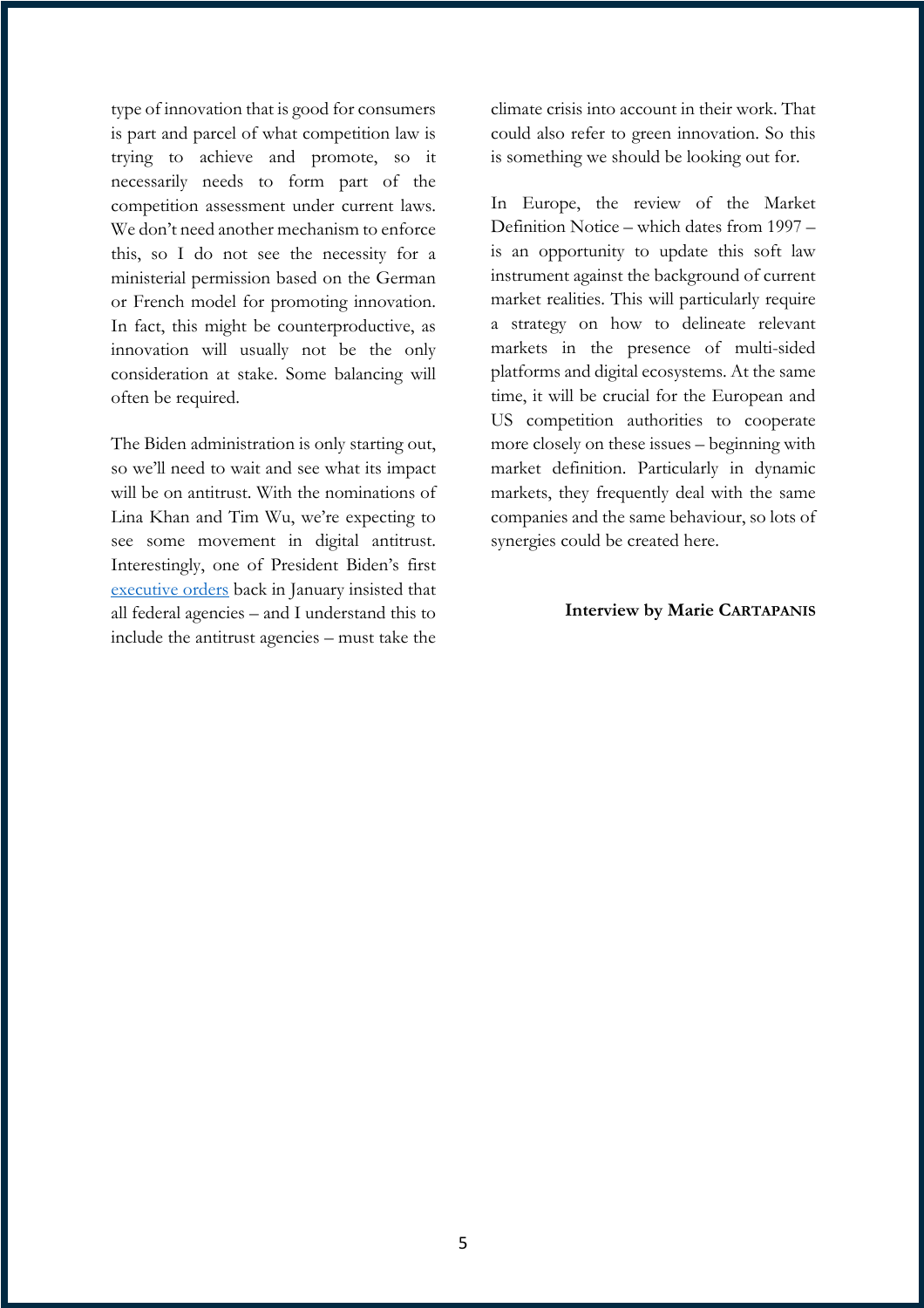type of innovation that is good for consumers is part and parcel of what competition law is trying to achieve and promote, so it necessarily needs to form part of the competition assessment under current laws. We don't need another mechanism to enforce this, so I do not see the necessity for a ministerial permission based on the German or French model for promoting innovation. In fact, this might be counterproductive, as innovation will usually not be the only consideration at stake. Some balancing will often be required.

The Biden administration is only starting out, so we'll need to wait and see what its impact will be on antitrust. With the nominations of Lina Khan and Tim Wu, we're expecting to see some movement in digital antitrust. Interestingly, one of President Biden's first executive orders back in January insisted that all federal agencies – and I understand this to include the antitrust agencies – must take the climate crisis into account in their work. That could also refer to green innovation. So this is something we should be looking out for.

In Europe, the review of the Market Definition Notice – which dates from 1997 – is an opportunity to update this soft law instrument against the background of current market realities. This will particularly require a strategy on how to delineate relevant markets in the presence of multi-sided platforms and digital ecosystems. At the same time, it will be crucial for the European and US competition authorities to cooperate more closely on these issues – beginning with market definition. Particularly in dynamic markets, they frequently deal with the same companies and the same behaviour, so lots of synergies could be created here.

**Interview by Marie CARTAPANIS**